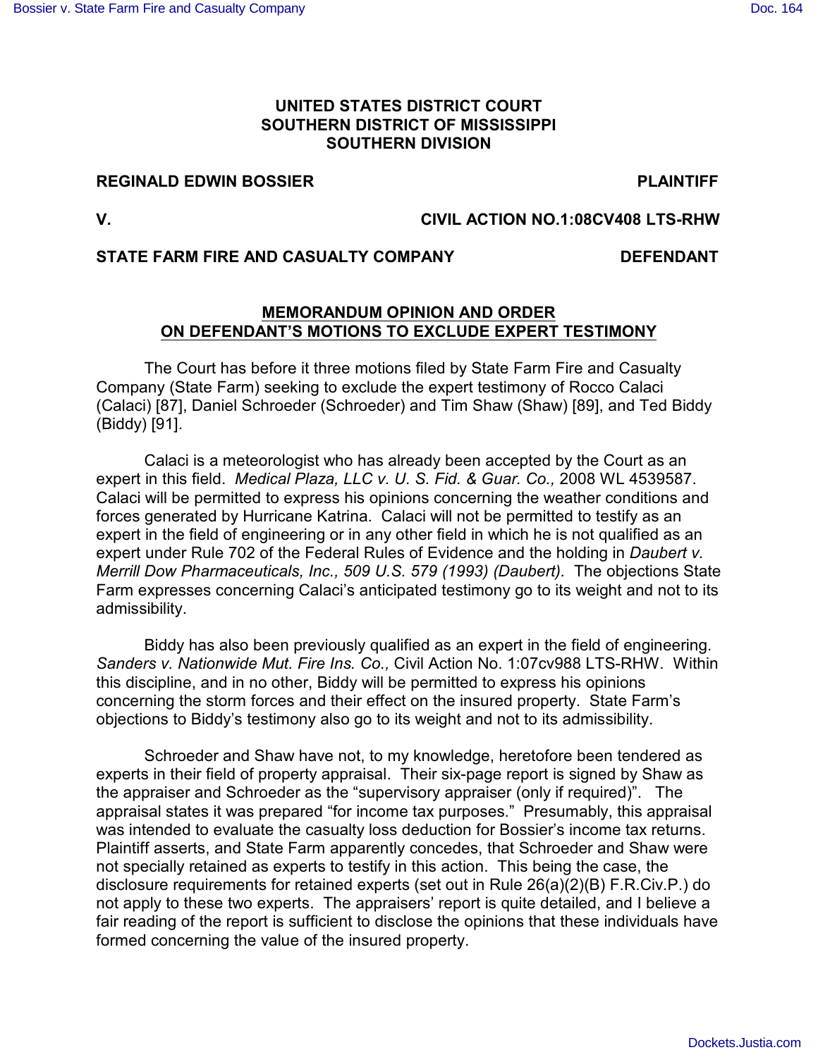**UNITED STATES DISTRICT COURT**
**SOUTHERN DISTRICT OF MISSISSIPPI**
**SOUTHERN DIVISION**

**REGINALD EDWIN BOSSIER** **PLAINTIFF**

**V.** **CIVIL ACTION NO.1:08CV408 LTS-RHW**

**STATE FARM FIRE AND CASUALTY COMPANY** **DEFENDANT**

**MEMORANDUM OPINION AND ORDER**
**ON DEFENDANT'S MOTIONS TO EXCLUDE EXPERT TESTIMONY**

The Court has before it three motions filed by State Farm Fire and Casualty Company (State Farm) seeking to exclude the expert testimony of Rocco Calaci (Calaci) [87], Daniel Schroeder (Schroeder) and Tim Shaw (Shaw) [89], and Ted Biddy (Biddy) [91].

Calaci is a meteorologist who has already been accepted by the Court as an expert in this field. *Medical Plaza, LLC v. U. S. Fid. & Guar. Co.,* 2008 WL 4539587. Calaci will be permitted to express his opinions concerning the weather conditions and forces generated by Hurricane Katrina. Calaci will not be permitted to testify as an expert in the field of engineering or in any other field in which he is not qualified as an expert under Rule 702 of the Federal Rules of Evidence and the holding in *Daubert v. Merrill Dow Pharmaceuticals, Inc., 509 U.S. 579 (1993) (Daubert).* The objections State Farm expresses concerning Calaci's anticipated testimony go to its weight and not to its admissibility.

Biddy has also been previously qualified as an expert in the field of engineering. *Sanders v. Nationwide Mut. Fire Ins. Co.,* Civil Action No. 1:07cv988 LTS-RHW. Within this discipline, and in no other, Biddy will be permitted to express his opinions concerning the storm forces and their effect on the insured property. State Farm's objections to Biddy's testimony also go to its weight and not to its admissibility.

Schroeder and Shaw have not, to my knowledge, heretofore been tendered as experts in their field of property appraisal. Their six-page report is signed by Shaw as the appraiser and Schroeder as the "supervisory appraiser (only if required)". The appraisal states it was prepared "for income tax purposes." Presumably, this appraisal was intended to evaluate the casualty loss deduction for Bossier's income tax returns. Plaintiff asserts, and State Farm apparently concedes, that Schroeder and Shaw were not specially retained as experts to testify in this action. This being the case, the disclosure requirements for retained experts (set out in Rule 26(a)(2)(B) F.R.Civ.P.) do not apply to these two experts. The appraisers' report is quite detailed, and I believe a fair reading of the report is sufficient to disclose the opinions that these individuals have formed concerning the value of the insured property.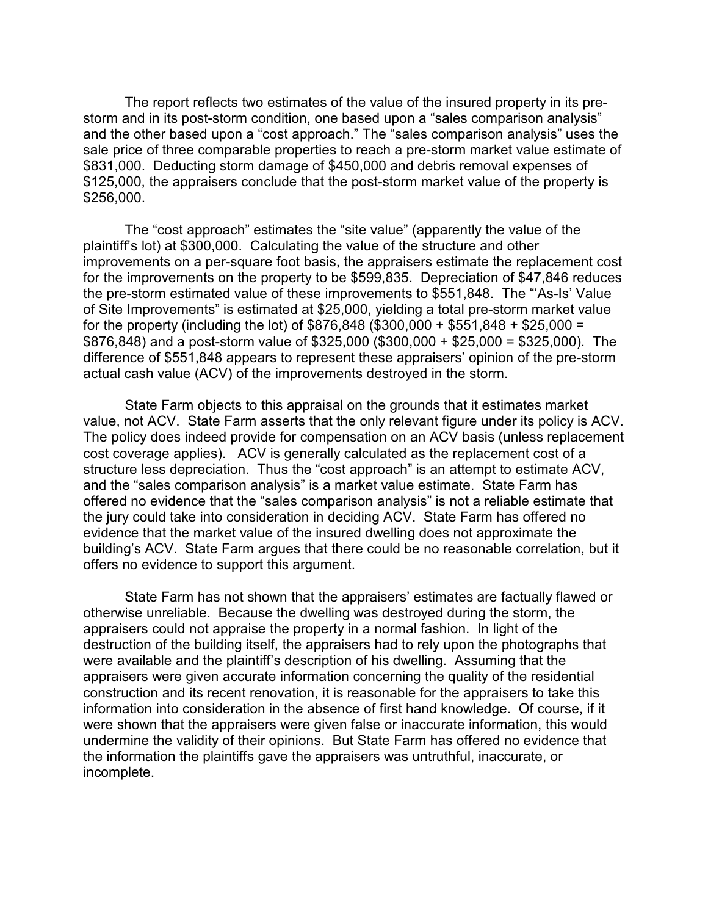The report reflects two estimates of the value of the insured property in its pre-storm and in its post-storm condition, one based upon a "sales comparison analysis" and the other based upon a "cost approach." The "sales comparison analysis" uses the sale price of three comparable properties to reach a pre-storm market value estimate of $831,000. Deducting storm damage of $450,000 and debris removal expenses of $125,000, the appraisers conclude that the post-storm market value of the property is $256,000.

The "cost approach" estimates the "site value" (apparently the value of the plaintiff's lot) at $300,000. Calculating the value of the structure and other improvements on a per-square foot basis, the appraisers estimate the replacement cost for the improvements on the property to be $599,835. Depreciation of $47,846 reduces the pre-storm estimated value of these improvements to $551,848. The "'As-Is' Value of Site Improvements" is estimated at $25,000, yielding a total pre-storm market value for the property (including the lot) of $876,848 ($300,000 + $551,848 + $25,000 = $876,848) and a post-storm value of $325,000 ($300,000 + $25,000 = $325,000). The difference of $551,848 appears to represent these appraisers' opinion of the pre-storm actual cash value (ACV) of the improvements destroyed in the storm.

State Farm objects to this appraisal on the grounds that it estimates market value, not ACV. State Farm asserts that the only relevant figure under its policy is ACV. The policy does indeed provide for compensation on an ACV basis (unless replacement cost coverage applies). ACV is generally calculated as the replacement cost of a structure less depreciation. Thus the "cost approach" is an attempt to estimate ACV, and the "sales comparison analysis" is a market value estimate. State Farm has offered no evidence that the "sales comparison analysis" is not a reliable estimate that the jury could take into consideration in deciding ACV. State Farm has offered no evidence that the market value of the insured dwelling does not approximate the building's ACV. State Farm argues that there could be no reasonable correlation, but it offers no evidence to support this argument.

State Farm has not shown that the appraisers' estimates are factually flawed or otherwise unreliable. Because the dwelling was destroyed during the storm, the appraisers could not appraise the property in a normal fashion. In light of the destruction of the building itself, the appraisers had to rely upon the photographs that were available and the plaintiff's description of his dwelling. Assuming that the appraisers were given accurate information concerning the quality of the residential construction and its recent renovation, it is reasonable for the appraisers to take this information into consideration in the absence of first hand knowledge. Of course, if it were shown that the appraisers were given false or inaccurate information, this would undermine the validity of their opinions. But State Farm has offered no evidence that the information the plaintiffs gave the appraisers was untruthful, inaccurate, or incomplete.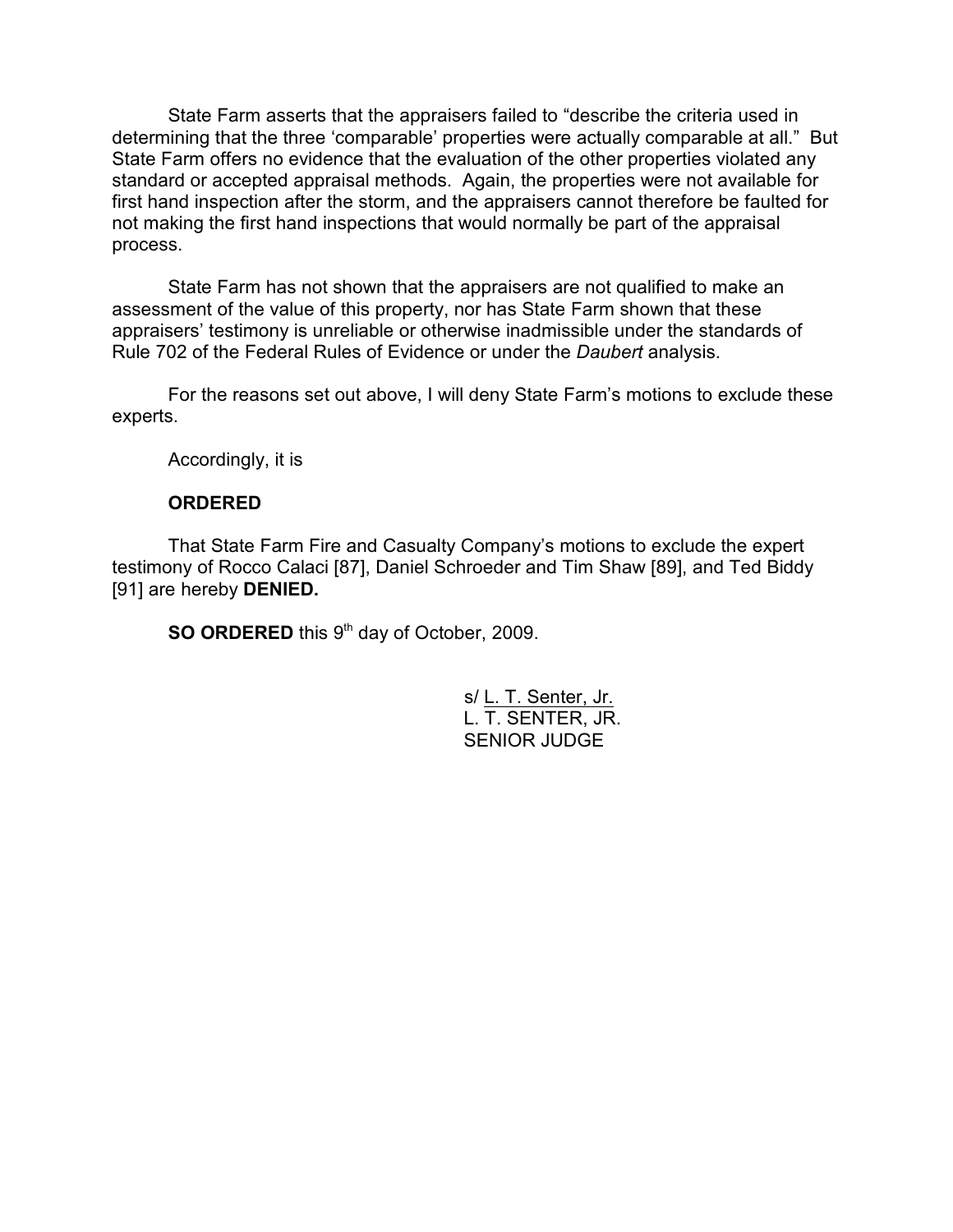State Farm asserts that the appraisers failed to "describe the criteria used in determining that the three 'comparable' properties were actually comparable at all." But State Farm offers no evidence that the evaluation of the other properties violated any standard or accepted appraisal methods. Again, the properties were not available for first hand inspection after the storm, and the appraisers cannot therefore be faulted for not making the first hand inspections that would normally be part of the appraisal process.

State Farm has not shown that the appraisers are not qualified to make an assessment of the value of this property, nor has State Farm shown that these appraisers' testimony is unreliable or otherwise inadmissible under the standards of Rule 702 of the Federal Rules of Evidence or under the *Daubert* analysis.

For the reasons set out above, I will deny State Farm's motions to exclude these experts.

Accordingly, it is

**ORDERED**

That State Farm Fire and Casualty Company's motions to exclude the expert testimony of Rocco Calaci [87], Daniel Schroeder and Tim Shaw [89], and Ted Biddy [91] are hereby **DENIED.**

**SO ORDERED** this 9th day of October, 2009.

s/ L. T. Senter, Jr.
L. T. SENTER, JR.
SENIOR JUDGE